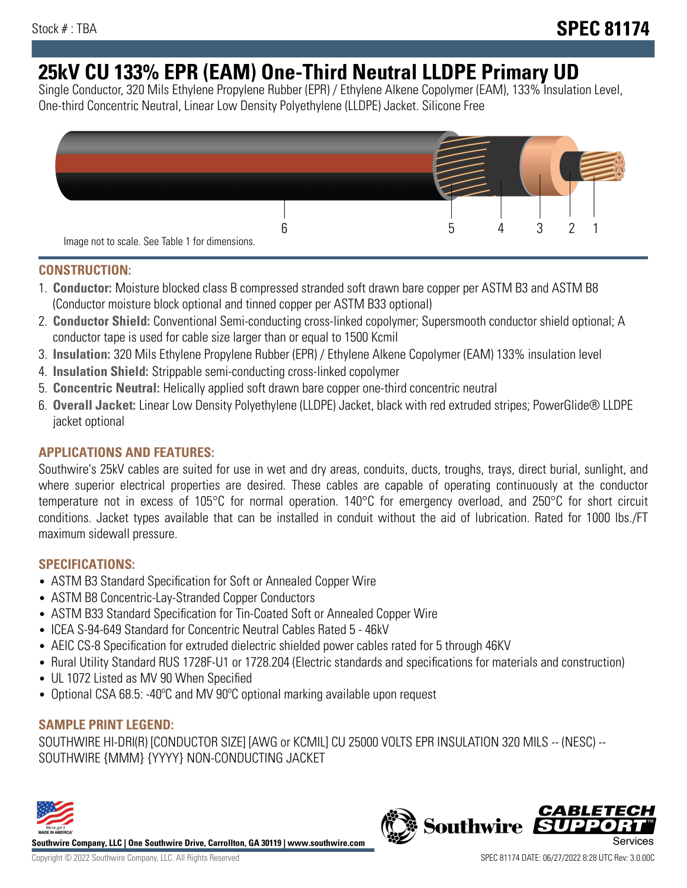Stock # : TBA

# SPEC 81174

## 25kV CU 133% EPR (EAM) One-Third Neutral LLDPE Primary UD

Single Conductor, 320 Mils Ethylene Propylene Rubber (EPR) / Ethylene Alkene Copolymer (EAM), 133% Insulation Level, One-third Concentric Neutral, Linear Low Density Polyethylene (LLDPE) Jacket. Silicone Free

6 5 4 3 2 1

Image not to scale. See Table 1 for dimensions.

### CONSTRUCTION:

1. **Conductor:** Moisture blocked class B compressed stranded soft drawn bare copper per ASTM B3 and ASTM B8 (Conductor moisture block optional and tinned copper per ASTM B33 optional)
2. **Conductor Shield:** Conventional Semi-conducting cross-linked copolymer; Supersmooth conductor shield optional; A conductor tape is used for cable size larger than or equal to 1500 Kcmil
3. **Insulation:** 320 Mils Ethylene Propylene Rubber (EPR) / Ethylene Alkene Copolymer (EAM) 133% insulation level
4. **Insulation Shield:** Strippable semi-conducting cross-linked copolymer
5. **Concentric Neutral:** Helically applied soft drawn bare copper one-third concentric neutral
6. **Overall Jacket:** Linear Low Density Polyethylene (LLDPE) Jacket, black with red extruded stripes; PowerGlide® LLDPE jacket optional

### APPLICATIONS AND FEATURES:

Southwire's 25kV cables are suited for use in wet and dry areas, conduits, ducts, troughs, trays, direct burial, sunlight, and where superior electrical properties are desired. These cables are capable of operating continuously at the conductor temperature not in excess of 105°C for normal operation. 140°C for emergency overload, and 250°C for short circuit conditions. Jacket types available that can be installed in conduit without the aid of lubrication. Rated for 1000 lbs./FT maximum sidewall pressure.

### SPECIFICATIONS:

- ASTM B3 Standard Specification for Soft or Annealed Copper Wire
- ASTM B8 Concentric-Lay-Stranded Copper Conductors
- ASTM B33 Standard Specification for Tin-Coated Soft or Annealed Copper Wire
- ICEA S-94-649 Standard for Concentric Neutral Cables Rated 5 - 46kV
- AEIC CS-8 Specification for extruded dielectric shielded power cables rated for 5 through 46KV
- Rural Utility Standard RUS 1728F-U1 or 1728.204 (Electric standards and specifications for materials and construction)
- UL 1072 Listed as MV 90 When Specified
- Optional CSA 68.5: -40ºC and MV 90ºC optional marking available upon request

### SAMPLE PRINT LEGEND:

SOUTHWIRE HI-DRI(R) [CONDUCTOR SIZE] [AWG or KCMIL] CU 25000 VOLTS EPR INSULATION 320 MILS -- (NESC) -- SOUTHWIRE {MMM} {YYYY} NON-CONDUCTING JACKET

**Southwire Company, LLC | One Southwire Drive, Carrollton, GA 30119 | www.southwire.com**

Copyright © 2022 Southwire Company, LLC. All Rights Reserved

SPEC 81174 DATE: 06/27/2022 8:28 UTC Rev: 3.0.00C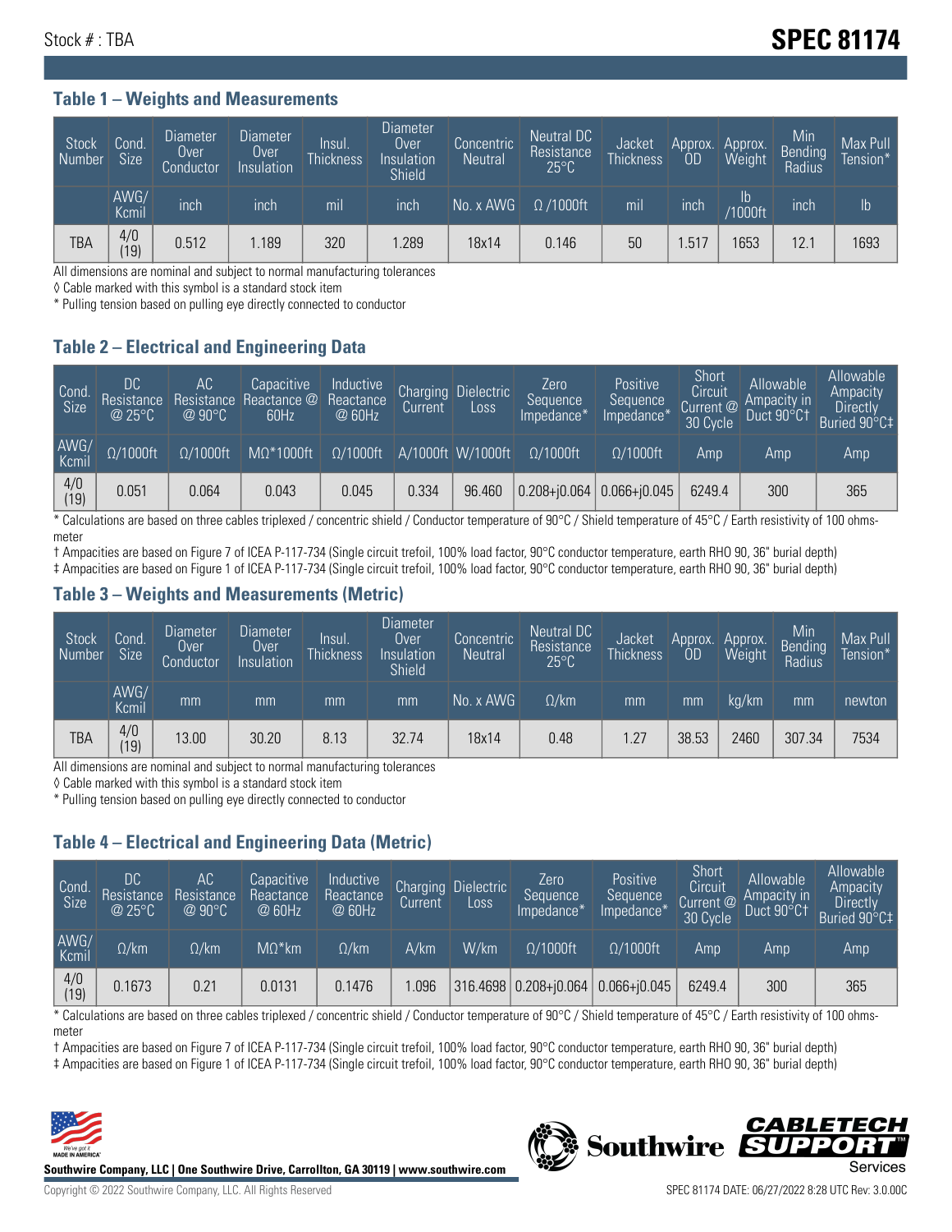Stock # : TBA

# SPEC 81174

### Table 1 – Weights and Measurements

| Stock Number | Cond. Size | Diameter Over Conductor | Diameter Over Insulation | Insul. Thickness | Diameter Over Insulation Shield | Concentric Neutral | Neutral DC Resistance 25°C | Jacket Thickness | Approx. OD | Approx. Weight | Min Bending Radius | Max Pull Tension* |
|---|---|---|---|---|---|---|---|---|---|---|---|---|
| | AWG/ Kcmil | inch | inch | mil | inch | No. x AWG | Ω /1000ft | mil | inch | lb /1000ft | inch | lb |
| TBA | 4/0 (19) | 0.512 | 1.189 | 320 | 1.289 | 18x14 | 0.146 | 50 | 1.517 | 1653 | 12.1 | 1693 |

All dimensions are nominal and subject to normal manufacturing tolerances

◊ Cable marked with this symbol is a standard stock item

* Pulling tension based on pulling eye directly connected to conductor

### Table 2 – Electrical and Engineering Data

| Cond. Size | DC Resistance @ 25°C | AC Resistance @ 90°C | Capacitive Reactance @ 60Hz | Inductive Reactance @ 60Hz | Charging Current | Dielectric Loss | Zero Sequence Impedance* | Positive Sequence Impedance* | Short Circuit Current @ 30 Cycle | Allowable Ampacity in Duct 90°C† | Allowable Ampacity Directly Buried 90°C‡ |
|---|---|---|---|---|---|---|---|---|---|---|---|
| AWG/ Kcmil | Ω/1000ft | Ω/1000ft | MΩ*1000ft | Ω/1000ft | A/1000ft | W/1000ft | Ω/1000ft | Ω/1000ft | Amp | Amp | Amp |
| 4/0 (19) | 0.051 | 0.064 | 0.043 | 0.045 | 0.334 | 96.460 | 0.208+j0.064 | 0.066+j0.045 | 6249.4 | 300 | 365 |

* Calculations are based on three cables triplexed / concentric shield / Conductor temperature of 90°C / Shield temperature of 45°C / Earth resistivity of 100 ohms-meter

† Ampacities are based on Figure 7 of ICEA P-117-734 (Single circuit trefoil, 100% load factor, 90°C conductor temperature, earth RHO 90, 36" burial depth)

‡ Ampacities are based on Figure 1 of ICEA P-117-734 (Single circuit trefoil, 100% load factor, 90°C conductor temperature, earth RHO 90, 36" burial depth)

### Table 3 – Weights and Measurements (Metric)

| Stock Number | Cond. Size | Diameter Over Conductor | Diameter Over Insulation | Insul. Thickness | Diameter Over Insulation Shield | Concentric Neutral | Neutral DC Resistance 25°C | Jacket Thickness | Approx. OD | Approx. Weight | Min Bending Radius | Max Pull Tension* |
|---|---|---|---|---|---|---|---|---|---|---|---|---|
| | AWG/ Kcmil | mm | mm | mm | mm | No. x AWG | Ω/km | mm | mm | kg/km | mm | newton |
| TBA | 4/0 (19) | 13.00 | 30.20 | 8.13 | 32.74 | 18x14 | 0.48 | 1.27 | 38.53 | 2460 | 307.34 | 7534 |

All dimensions are nominal and subject to normal manufacturing tolerances

◊ Cable marked with this symbol is a standard stock item

* Pulling tension based on pulling eye directly connected to conductor

### Table 4 – Electrical and Engineering Data (Metric)

| Cond. Size | DC Resistance @ 25°C | AC Resistance @ 90°C | Capacitive Reactance @ 60Hz | Inductive Reactance @ 60Hz | Charging Current | Dielectric Loss | Zero Sequence Impedance* | Positive Sequence Impedance* | Short Circuit Current @ 30 Cycle | Allowable Ampacity in Duct 90°C† | Allowable Ampacity Directly Buried 90°C‡ |
|---|---|---|---|---|---|---|---|---|---|---|---|
| AWG/ Kcmil | Ω/km | Ω/km | MΩ*km | Ω/km | A/km | W/km | Ω/1000ft | Ω/1000ft | Amp | Amp | Amp |
| 4/0 (19) | 0.1673 | 0.21 | 0.0131 | 0.1476 | 1.096 | 316.4698 | 0.208+j0.064 | 0.066+j0.045 | 6249.4 | 300 | 365 |

* Calculations are based on three cables triplexed / concentric shield / Conductor temperature of 90°C / Shield temperature of 45°C / Earth resistivity of 100 ohms-meter

† Ampacities are based on Figure 7 of ICEA P-117-734 (Single circuit trefoil, 100% load factor, 90°C conductor temperature, earth RHO 90, 36" burial depth)

‡ Ampacities are based on Figure 1 of ICEA P-117-734 (Single circuit trefoil, 100% load factor, 90°C conductor temperature, earth RHO 90, 36" burial depth)

Southwire Company, LLC | One Southwire Drive, Carrollton, GA 30119 | www.southwire.com

Copyright © 2022 Southwire Company, LLC. All Rights Reserved

SPEC 81174 DATE: 06/27/2022 8:28 UTC Rev: 3.0.00C